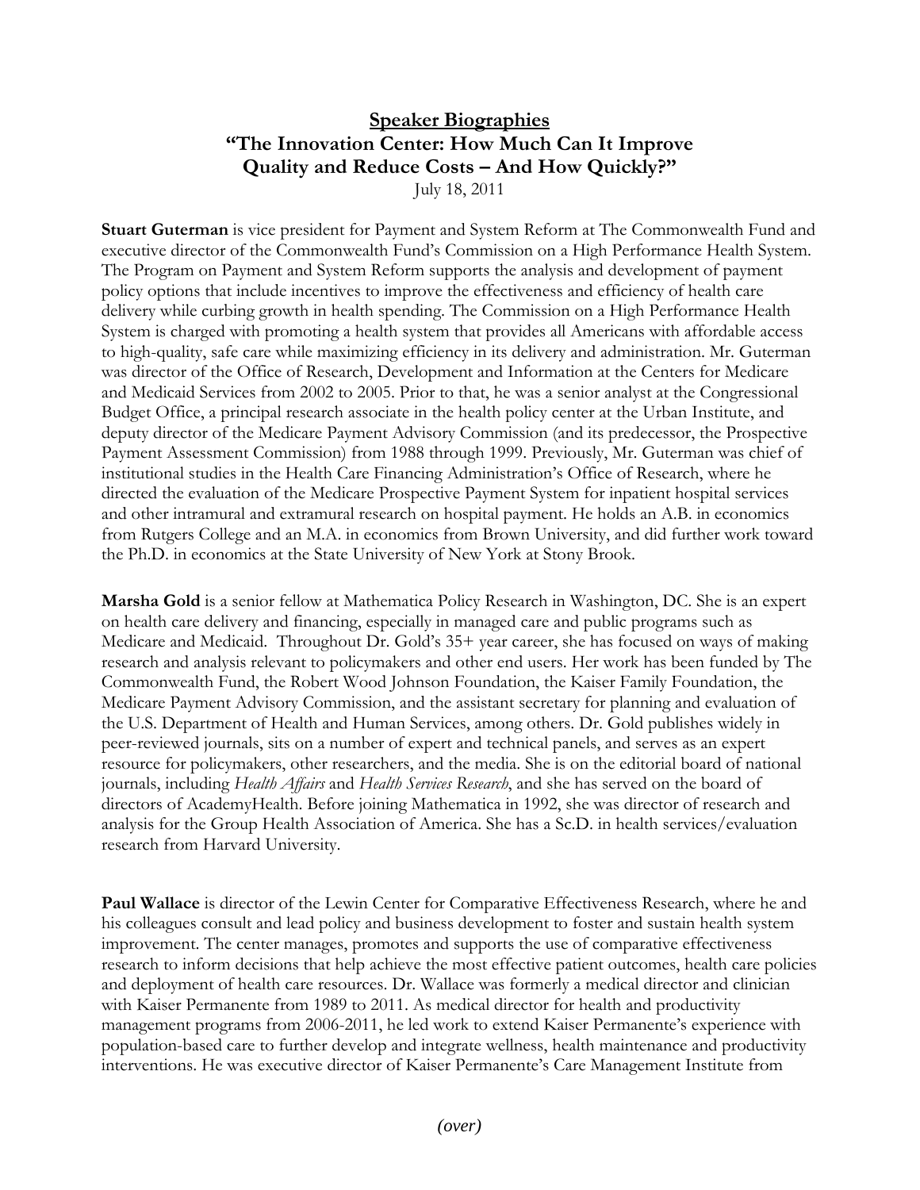# Speaker Biographies

## "The Innovation Center: How Much Can It Improve Quality and Reduce Costs – And How Quickly?"

July 18, 2011

**Stuart Guterman** is vice president for Payment and System Reform at The Commonwealth Fund and executive director of the Commonwealth Fund's Commission on a High Performance Health System. The Program on Payment and System Reform supports the analysis and development of payment policy options that include incentives to improve the effectiveness and efficiency of health care delivery while curbing growth in health spending. The Commission on a High Performance Health System is charged with promoting a health system that provides all Americans with affordable access to high-quality, safe care while maximizing efficiency in its delivery and administration. Mr. Guterman was director of the Office of Research, Development and Information at the Centers for Medicare and Medicaid Services from 2002 to 2005. Prior to that, he was a senior analyst at the Congressional Budget Office, a principal research associate in the health policy center at the Urban Institute, and deputy director of the Medicare Payment Advisory Commission (and its predecessor, the Prospective Payment Assessment Commission) from 1988 through 1999. Previously, Mr. Guterman was chief of institutional studies in the Health Care Financing Administration's Office of Research, where he directed the evaluation of the Medicare Prospective Payment System for inpatient hospital services and other intramural and extramural research on hospital payment. He holds an A.B. in economics from Rutgers College and an M.A. in economics from Brown University, and did further work toward the Ph.D. in economics at the State University of New York at Stony Brook.

**Marsha Gold** is a senior fellow at Mathematica Policy Research in Washington, DC. She is an expert on health care delivery and financing, especially in managed care and public programs such as Medicare and Medicaid. Throughout Dr. Gold's 35+ year career, she has focused on ways of making research and analysis relevant to policymakers and other end users. Her work has been funded by The Commonwealth Fund, the Robert Wood Johnson Foundation, the Kaiser Family Foundation, the Medicare Payment Advisory Commission, and the assistant secretary for planning and evaluation of the U.S. Department of Health and Human Services, among others. Dr. Gold publishes widely in peer-reviewed journals, sits on a number of expert and technical panels, and serves as an expert resource for policymakers, other researchers, and the media. She is on the editorial board of national journals, including *Health Affairs* and *Health Services Research*, and she has served on the board of directors of AcademyHealth. Before joining Mathematica in 1992, she was director of research and analysis for the Group Health Association of America. She has a Sc.D. in health services/evaluation research from Harvard University.

**Paul Wallace** is director of the Lewin Center for Comparative Effectiveness Research, where he and his colleagues consult and lead policy and business development to foster and sustain health system improvement. The center manages, promotes and supports the use of comparative effectiveness research to inform decisions that help achieve the most effective patient outcomes, health care policies and deployment of health care resources. Dr. Wallace was formerly a medical director and clinician with Kaiser Permanente from 1989 to 2011. As medical director for health and productivity management programs from 2006-2011, he led work to extend Kaiser Permanente's experience with population-based care to further develop and integrate wellness, health maintenance and productivity interventions. He was executive director of Kaiser Permanente's Care Management Institute from

*(over)*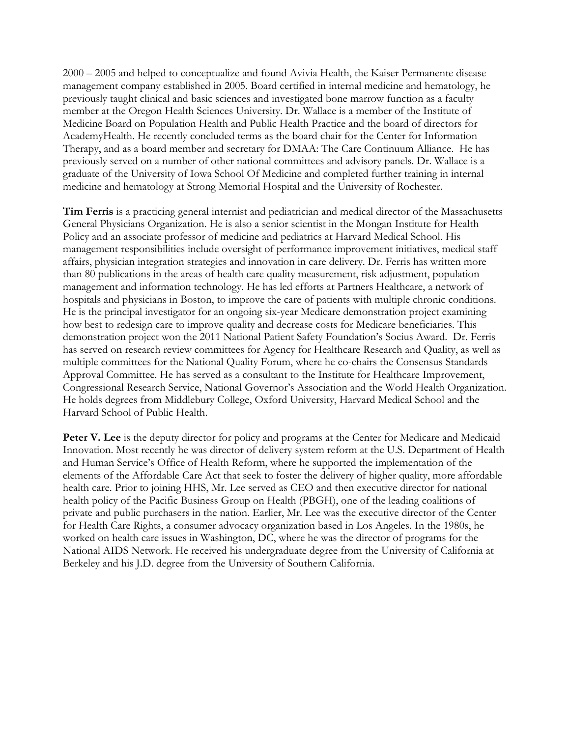2000 – 2005 and helped to conceptualize and found Avivia Health, the Kaiser Permanente disease management company established in 2005. Board certified in internal medicine and hematology, he previously taught clinical and basic sciences and investigated bone marrow function as a faculty member at the Oregon Health Sciences University. Dr. Wallace is a member of the Institute of Medicine Board on Population Health and Public Health Practice and the board of directors for AcademyHealth. He recently concluded terms as the board chair for the Center for Information Therapy, and as a board member and secretary for DMAA: The Care Continuum Alliance. He has previously served on a number of other national committees and advisory panels. Dr. Wallace is a graduate of the University of Iowa School Of Medicine and completed further training in internal medicine and hematology at Strong Memorial Hospital and the University of Rochester.

**Tim Ferris** is a practicing general internist and pediatrician and medical director of the Massachusetts General Physicians Organization. He is also a senior scientist in the Mongan Institute for Health Policy and an associate professor of medicine and pediatrics at Harvard Medical School. His management responsibilities include oversight of performance improvement initiatives, medical staff affairs, physician integration strategies and innovation in care delivery. Dr. Ferris has written more than 80 publications in the areas of health care quality measurement, risk adjustment, population management and information technology. He has led efforts at Partners Healthcare, a network of hospitals and physicians in Boston, to improve the care of patients with multiple chronic conditions. He is the principal investigator for an ongoing six-year Medicare demonstration project examining how best to redesign care to improve quality and decrease costs for Medicare beneficiaries. This demonstration project won the 2011 National Patient Safety Foundation's Socius Award. Dr. Ferris has served on research review committees for Agency for Healthcare Research and Quality, as well as multiple committees for the National Quality Forum, where he co-chairs the Consensus Standards Approval Committee. He has served as a consultant to the Institute for Healthcare Improvement, Congressional Research Service, National Governor's Association and the World Health Organization. He holds degrees from Middlebury College, Oxford University, Harvard Medical School and the Harvard School of Public Health.

**Peter V. Lee** is the deputy director for policy and programs at the Center for Medicare and Medicaid Innovation. Most recently he was director of delivery system reform at the U.S. Department of Health and Human Service's Office of Health Reform, where he supported the implementation of the elements of the Affordable Care Act that seek to foster the delivery of higher quality, more affordable health care. Prior to joining HHS, Mr. Lee served as CEO and then executive director for national health policy of the Pacific Business Group on Health (PBGH), one of the leading coalitions of private and public purchasers in the nation. Earlier, Mr. Lee was the executive director of the Center for Health Care Rights, a consumer advocacy organization based in Los Angeles. In the 1980s, he worked on health care issues in Washington, DC, where he was the director of programs for the National AIDS Network. He received his undergraduate degree from the University of California at Berkeley and his J.D. degree from the University of Southern California.